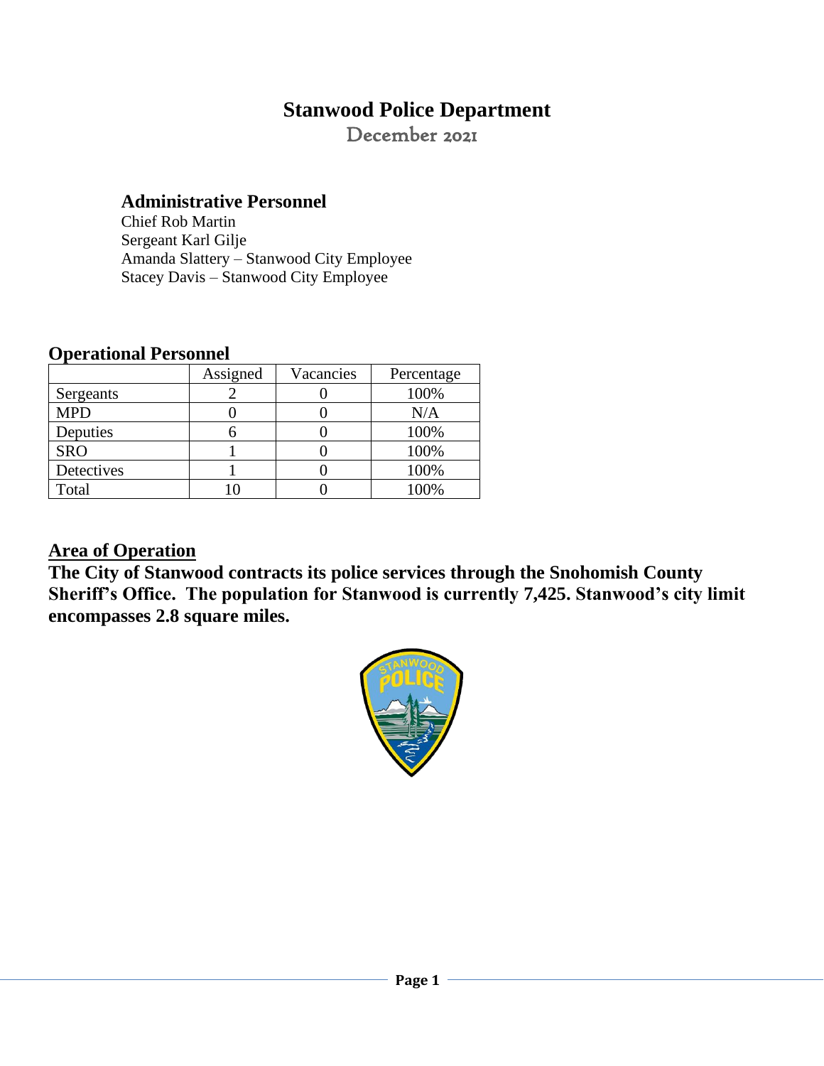# Stanwood Police Department

December 2021

## Administrative Personnel

Chief Rob Martin
Sergeant Karl Gilje
Amanda Slattery – Stanwood City Employee
Stacey Davis – Stanwood City Employee

## Operational Personnel

| | Assigned | Vacancies | Percentage |
|---|---|---|---|
| Sergeants | 2 | 0 | 100% |
| MPD | 0 | 0 | N/A |
| Deputies | 6 | 0 | 100% |
| SRO | 1 | 0 | 100% |
| Detectives | 1 | 0 | 100% |
| Total | 10 | 0 | 100% |

## Area of Operation

**The City of Stanwood contracts its police services through the Snohomish County Sheriff's Office. The population for Stanwood is currently 7,425. Stanwood's city limit encompasses 2.8 square miles.**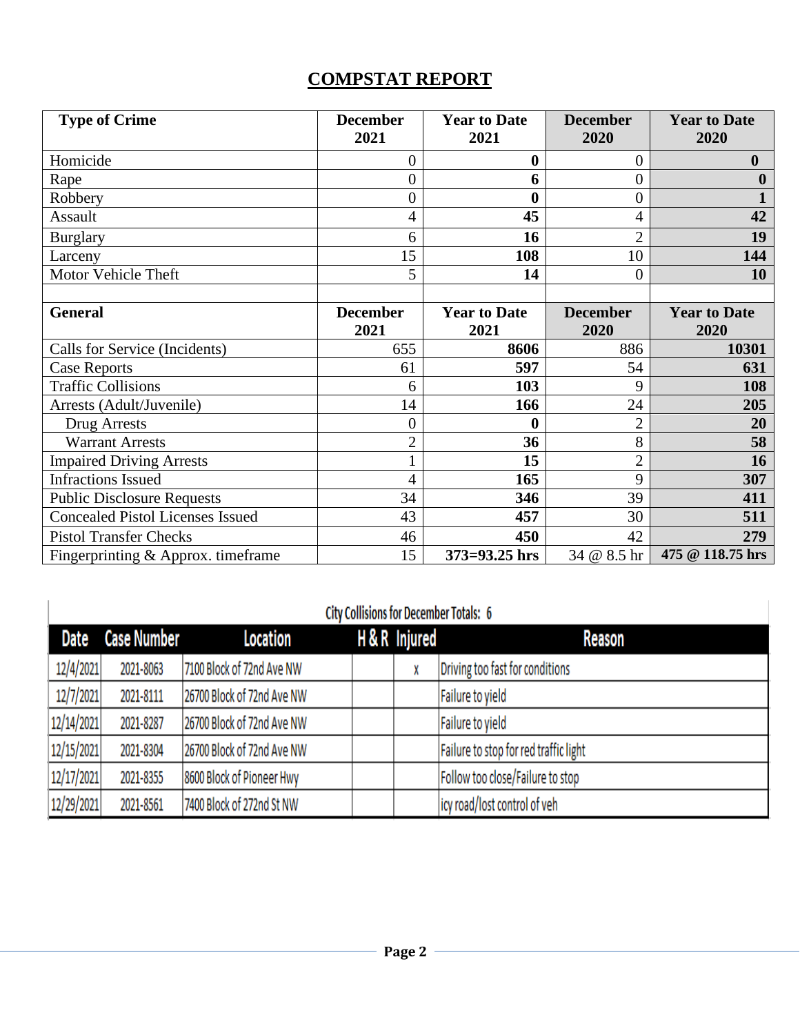## COMPSTAT REPORT

| Type of Crime | December 2021 | Year to Date 2021 | December 2020 | Year to Date 2020 |
|---|---|---|---|---|
| Homicide | 0 | **0** | 0 | **0** |
| Rape | 0 | **6** | 0 | **0** |
| Robbery | 0 | **0** | 0 | **1** |
| Assault | 4 | **45** | 4 | **42** |
| Burglary | 6 | **16** | 2 | **19** |
| Larceny | 15 | **108** | 10 | **144** |
| Motor Vehicle Theft | 5 | **14** | 0 | **10** |
| | | | | |
| **General** | **December 2021** | **Year to Date 2021** | **December 2020** | **Year to Date 2020** |
| Calls for Service (Incidents) | 655 | **8606** | 886 | **10301** |
| Case Reports | 61 | **597** | 54 | **631** |
| Traffic Collisions | 6 | **103** | 9 | **108** |
| Arrests (Adult/Juvenile) | 14 | **166** | 24 | **205** |
| Drug Arrests | 0 | **0** | 2 | **20** |
| Warrant Arrests | 2 | **36** | 8 | **58** |
| Impaired Driving Arrests | 1 | **15** | 2 | **16** |
| Infractions Issued | 4 | **165** | 9 | **307** |
| Public Disclosure Requests | 34 | **346** | 39 | **411** |
| Concealed Pistol Licenses Issued | 43 | **457** | 30 | **511** |
| Pistol Transfer Checks | 46 | **450** | 42 | **279** |
| Fingerprinting & Approx. timeframe | 15 | **373=93.25 hrs** | 34 @ 8.5 hr | **475 @ 118.75 hrs** |

**City Collisions for December Totals: 6**

| Date | Case Number | Location | H & R | Injured | Reason |
|---|---|---|---|---|---|
| 12/4/2021 | 2021-8063 | 7100 Block of 72nd Ave NW | | x | Driving too fast for conditions |
| 12/7/2021 | 2021-8111 | 26700 Block of 72nd Ave NW | | | Failure to yield |
| 12/14/2021 | 2021-8287 | 26700 Block of 72nd Ave NW | | | Failure to yield |
| 12/15/2021 | 2021-8304 | 26700 Block of 72nd Ave NW | | | Failure to stop for red traffic light |
| 12/17/2021 | 2021-8355 | 8600 Block of Pioneer Hwy | | | Follow too close/Failure to stop |
| 12/29/2021 | 2021-8561 | 7400 Block of 272nd St NW | | | icy road/lost control of veh |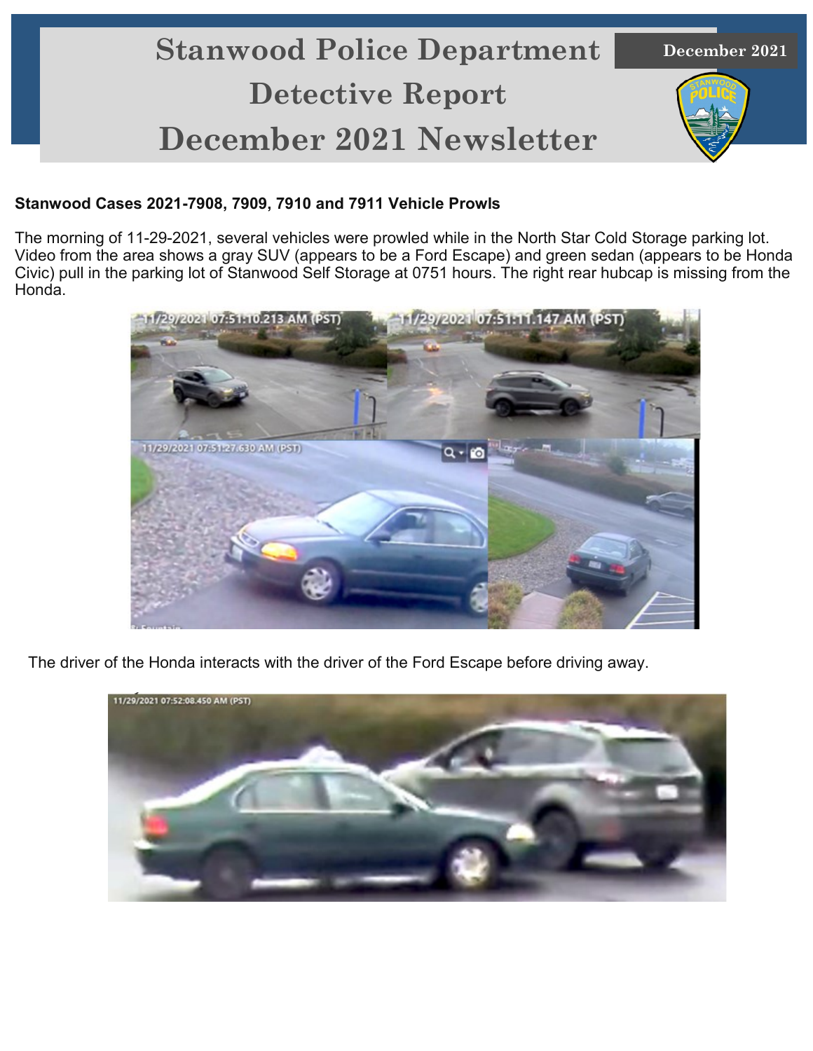# Stanwood Police Department Detective Report December 2021 Newsletter

December 2021

**Stanwood Cases 2021-7908, 7909, 7910 and 7911 Vehicle Prowls**

The morning of 11-29-2021, several vehicles were prowled while in the North Star Cold Storage parking lot. Video from the area shows a gray SUV (appears to be a Ford Escape) and green sedan (appears to be Honda Civic) pull in the parking lot of Stanwood Self Storage at 0751 hours. The right rear hubcap is missing from the Honda.

The driver of the Honda interacts with the driver of the Ford Escape before driving away.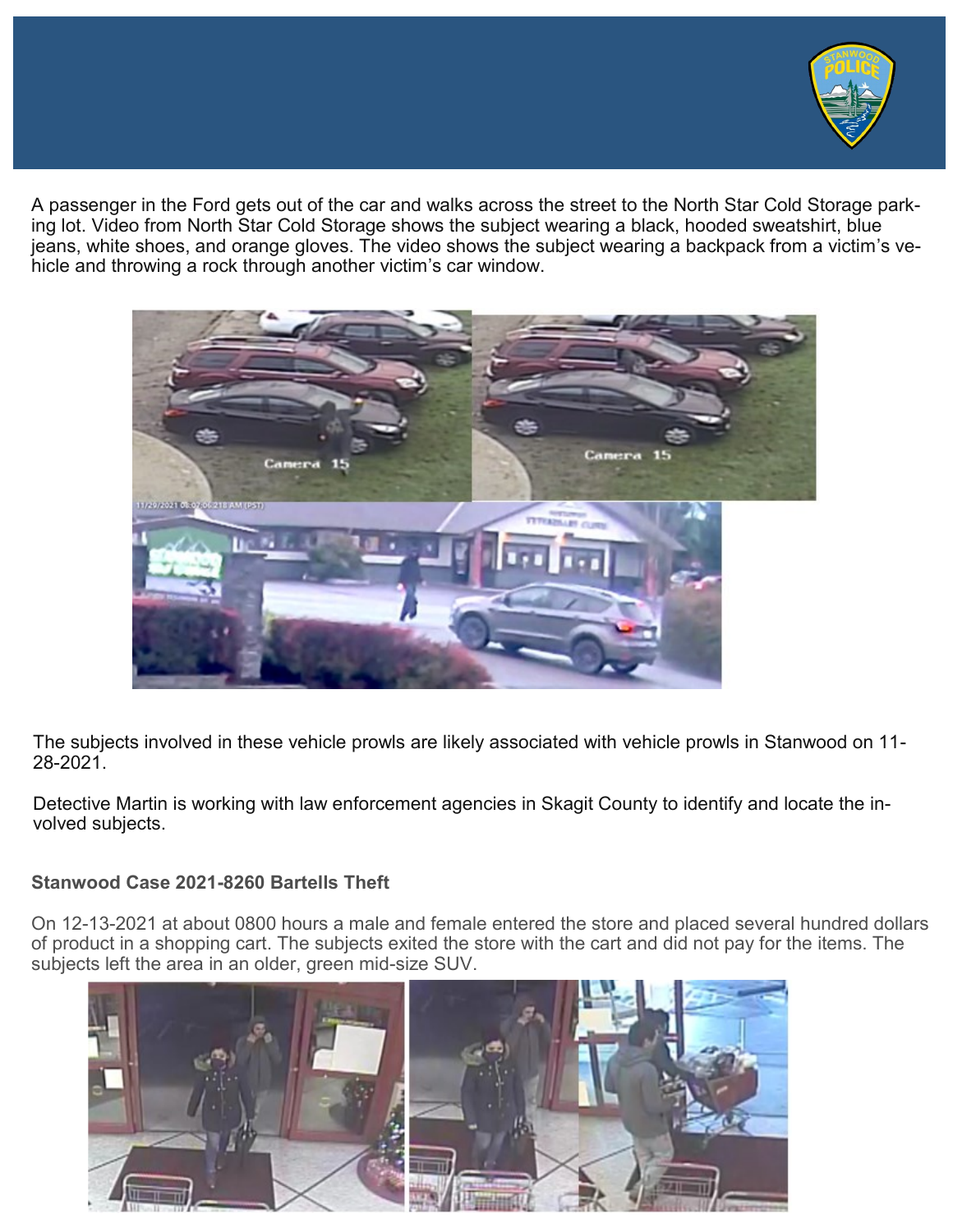A passenger in the Ford gets out of the car and walks across the street to the North Star Cold Storage parking lot. Video from North Star Cold Storage shows the subject wearing a black, hooded sweatshirt, blue jeans, white shoes, and orange gloves. The video shows the subject wearing a backpack from a victim's vehicle and throwing a rock through another victim's car window.

The subjects involved in these vehicle prowls are likely associated with vehicle prowls in Stanwood on 11-28-2021.

Detective Martin is working with law enforcement agencies in Skagit County to identify and locate the involved subjects.

### Stanwood Case 2021-8260 Bartells Theft

On 12-13-2021 at about 0800 hours a male and female entered the store and placed several hundred dollars of product in a shopping cart. The subjects exited the store with the cart and did not pay for the items. The subjects left the area in an older, green mid-size SUV.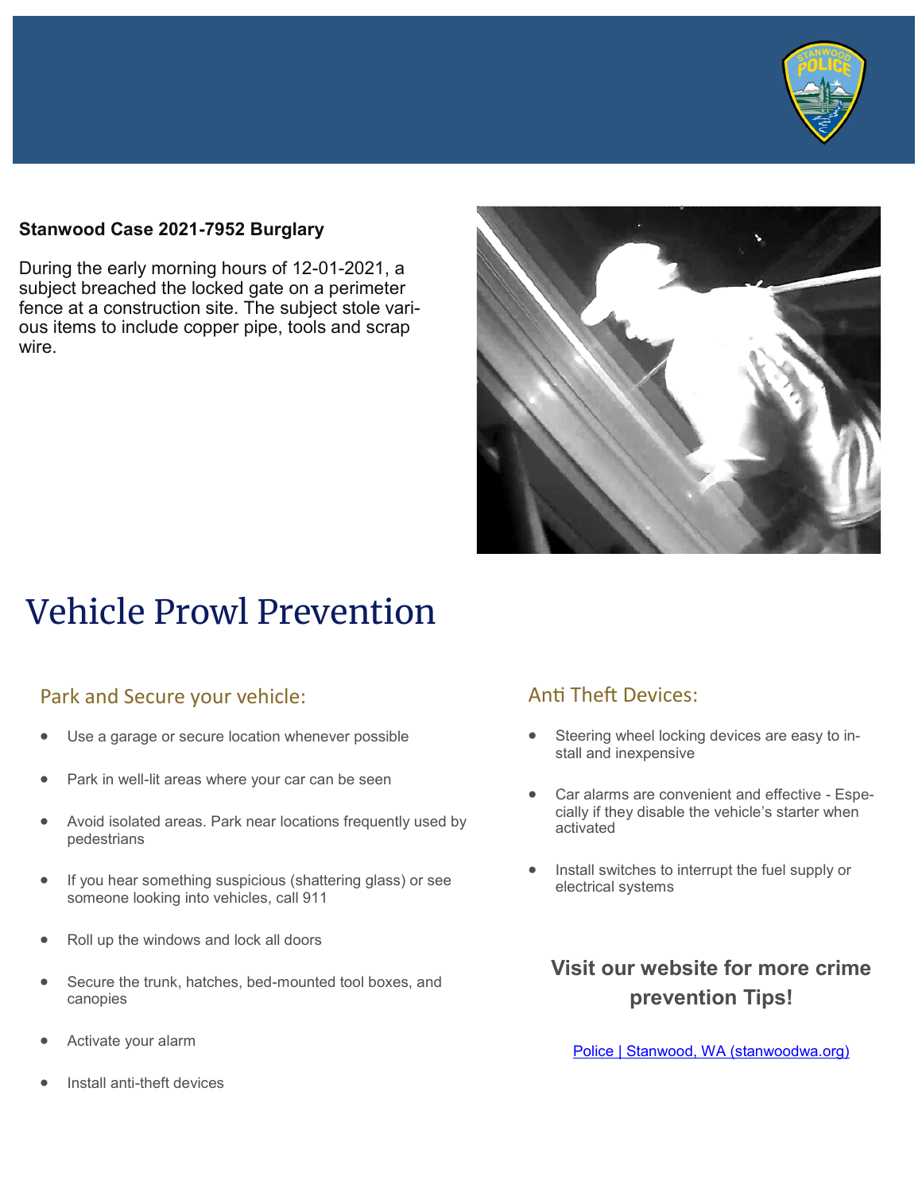**Stanwood Case 2021-7952 Burglary**

During the early morning hours of 12-01-2021, a subject breached the locked gate on a perimeter fence at a construction site. The subject stole various items to include copper pipe, tools and scrap wire.

# Vehicle Prowl Prevention

## Park and Secure your vehicle:

- Use a garage or secure location whenever possible
- Park in well-lit areas where your car can be seen
- Avoid isolated areas. Park near locations frequently used by pedestrians
- If you hear something suspicious (shattering glass) or see someone looking into vehicles, call 911
- Roll up the windows and lock all doors
- Secure the trunk, hatches, bed-mounted tool boxes, and canopies
- Activate your alarm
- Install anti-theft devices

## Anti Theft Devices:

- Steering wheel locking devices are easy to install and inexpensive
- Car alarms are convenient and effective - Especially if they disable the vehicle's starter when activated
- Install switches to interrupt the fuel supply or electrical systems

**Visit our website for more crime prevention Tips!**

Police | Stanwood, WA (stanwoodwa.org)